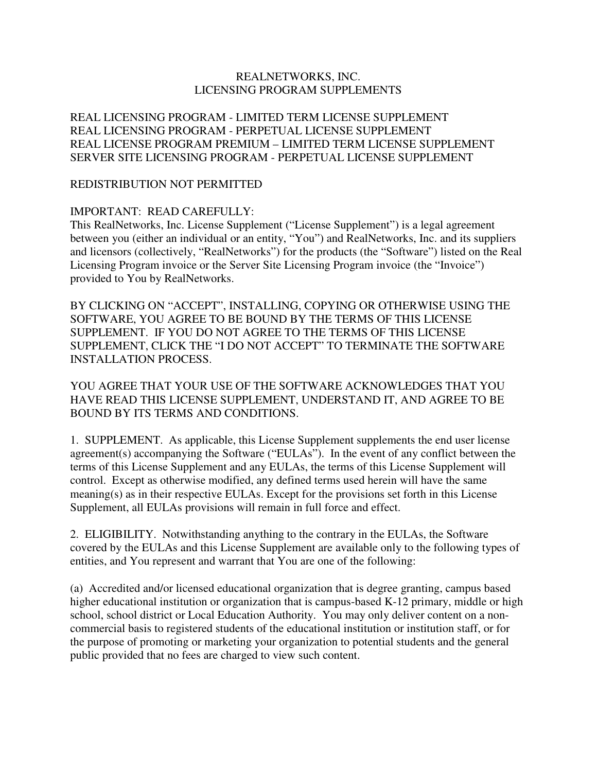# REALNETWORKS, INC.
## LICENSING PROGRAM SUPPLEMENTS

REAL LICENSING PROGRAM - LIMITED TERM LICENSE SUPPLEMENT
REAL LICENSING PROGRAM - PERPETUAL LICENSE SUPPLEMENT
REAL LICENSE PROGRAM PREMIUM – LIMITED TERM LICENSE SUPPLEMENT
SERVER SITE LICENSING PROGRAM - PERPETUAL LICENSE SUPPLEMENT

REDISTRIBUTION NOT PERMITTED

IMPORTANT: READ CAREFULLY:
This RealNetworks, Inc. License Supplement ("License Supplement") is a legal agreement between you (either an individual or an entity, "You") and RealNetworks, Inc. and its suppliers and licensors (collectively, "RealNetworks") for the products (the "Software") listed on the Real Licensing Program invoice or the Server Site Licensing Program invoice (the "Invoice") provided to You by RealNetworks.

BY CLICKING ON "ACCEPT", INSTALLING, COPYING OR OTHERWISE USING THE SOFTWARE, YOU AGREE TO BE BOUND BY THE TERMS OF THIS LICENSE SUPPLEMENT. IF YOU DO NOT AGREE TO THE TERMS OF THIS LICENSE SUPPLEMENT, CLICK THE "I DO NOT ACCEPT" TO TERMINATE THE SOFTWARE INSTALLATION PROCESS.

YOU AGREE THAT YOUR USE OF THE SOFTWARE ACKNOWLEDGES THAT YOU HAVE READ THIS LICENSE SUPPLEMENT, UNDERSTAND IT, AND AGREE TO BE BOUND BY ITS TERMS AND CONDITIONS.

1. SUPPLEMENT. As applicable, this License Supplement supplements the end user license agreement(s) accompanying the Software ("EULAs"). In the event of any conflict between the terms of this License Supplement and any EULAs, the terms of this License Supplement will control. Except as otherwise modified, any defined terms used herein will have the same meaning(s) as in their respective EULAs. Except for the provisions set forth in this License Supplement, all EULAs provisions will remain in full force and effect.

2. ELIGIBILITY. Notwithstanding anything to the contrary in the EULAs, the Software covered by the EULAs and this License Supplement are available only to the following types of entities, and You represent and warrant that You are one of the following:

(a) Accredited and/or licensed educational organization that is degree granting, campus based higher educational institution or organization that is campus-based K-12 primary, middle or high school, school district or Local Education Authority. You may only deliver content on a non-commercial basis to registered students of the educational institution or institution staff, or for the purpose of promoting or marketing your organization to potential students and the general public provided that no fees are charged to view such content.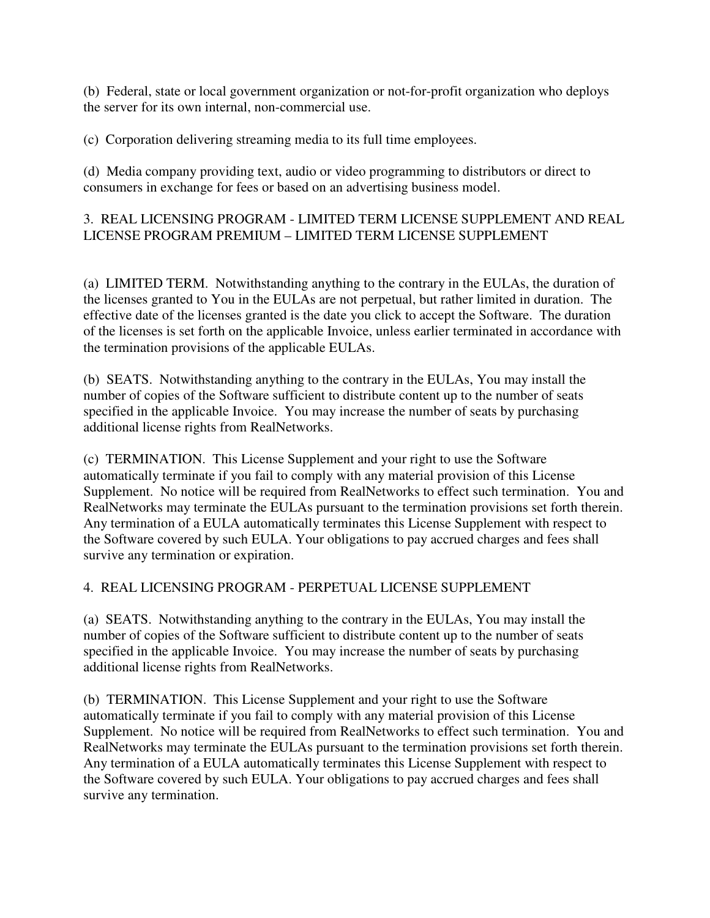(b) Federal, state or local government organization or not-for-profit organization who deploys the server for its own internal, non-commercial use.

(c) Corporation delivering streaming media to its full time employees.

(d) Media company providing text, audio or video programming to distributors or direct to consumers in exchange for fees or based on an advertising business model.

## 3. REAL LICENSING PROGRAM - LIMITED TERM LICENSE SUPPLEMENT AND REAL LICENSE PROGRAM PREMIUM – LIMITED TERM LICENSE SUPPLEMENT

(a) LIMITED TERM. Notwithstanding anything to the contrary in the EULAs, the duration of the licenses granted to You in the EULAs are not perpetual, but rather limited in duration. The effective date of the licenses granted is the date you click to accept the Software. The duration of the licenses is set forth on the applicable Invoice, unless earlier terminated in accordance with the termination provisions of the applicable EULAs.

(b) SEATS. Notwithstanding anything to the contrary in the EULAs, You may install the number of copies of the Software sufficient to distribute content up to the number of seats specified in the applicable Invoice. You may increase the number of seats by purchasing additional license rights from RealNetworks.

(c) TERMINATION. This License Supplement and your right to use the Software automatically terminate if you fail to comply with any material provision of this License Supplement. No notice will be required from RealNetworks to effect such termination. You and RealNetworks may terminate the EULAs pursuant to the termination provisions set forth therein. Any termination of a EULA automatically terminates this License Supplement with respect to the Software covered by such EULA. Your obligations to pay accrued charges and fees shall survive any termination or expiration.

## 4. REAL LICENSING PROGRAM - PERPETUAL LICENSE SUPPLEMENT

(a) SEATS. Notwithstanding anything to the contrary in the EULAs, You may install the number of copies of the Software sufficient to distribute content up to the number of seats specified in the applicable Invoice. You may increase the number of seats by purchasing additional license rights from RealNetworks.

(b) TERMINATION. This License Supplement and your right to use the Software automatically terminate if you fail to comply with any material provision of this License Supplement. No notice will be required from RealNetworks to effect such termination. You and RealNetworks may terminate the EULAs pursuant to the termination provisions set forth therein. Any termination of a EULA automatically terminates this License Supplement with respect to the Software covered by such EULA. Your obligations to pay accrued charges and fees shall survive any termination.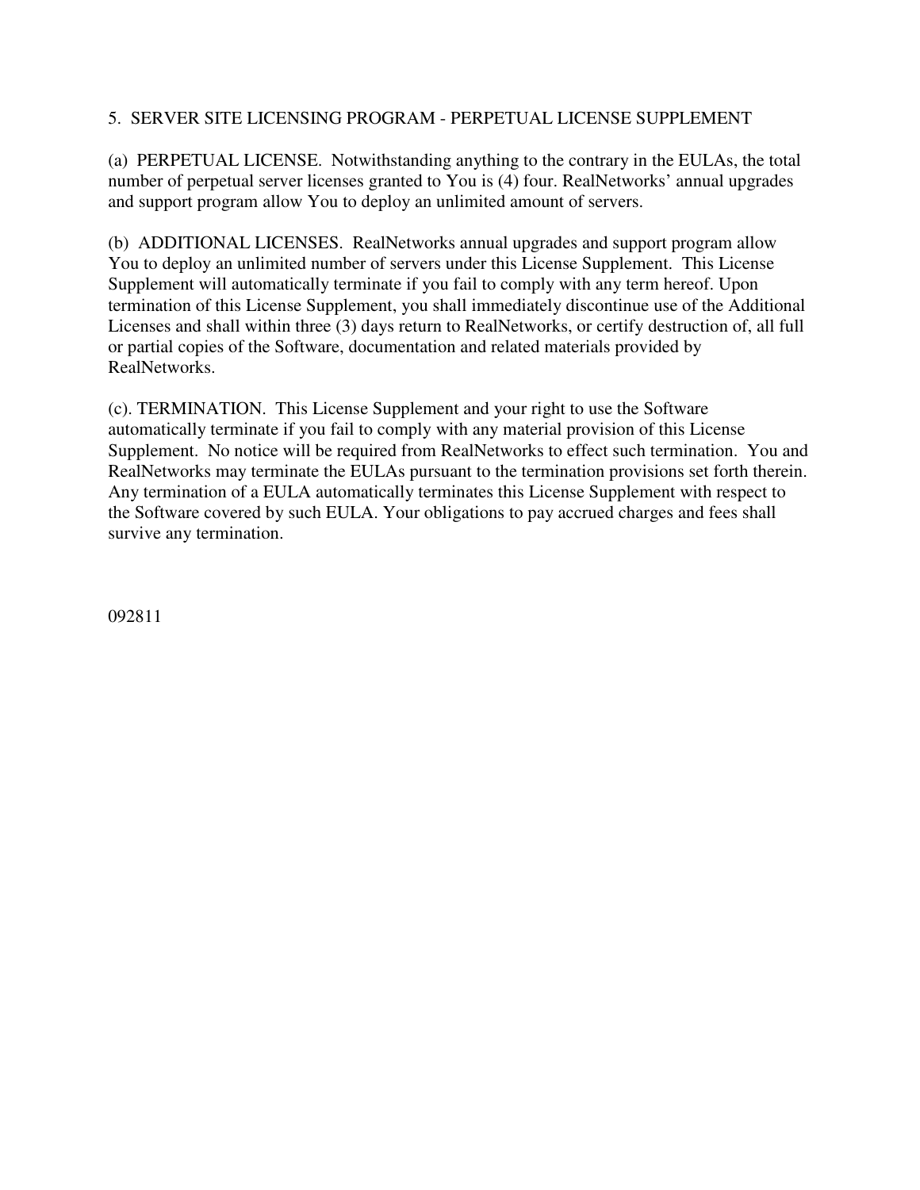## 5. SERVER SITE LICENSING PROGRAM - PERPETUAL LICENSE SUPPLEMENT

(a) PERPETUAL LICENSE. Notwithstanding anything to the contrary in the EULAs, the total number of perpetual server licenses granted to You is (4) four. RealNetworks' annual upgrades and support program allow You to deploy an unlimited amount of servers.

(b) ADDITIONAL LICENSES. RealNetworks annual upgrades and support program allow You to deploy an unlimited number of servers under this License Supplement. This License Supplement will automatically terminate if you fail to comply with any term hereof. Upon termination of this License Supplement, you shall immediately discontinue use of the Additional Licenses and shall within three (3) days return to RealNetworks, or certify destruction of, all full or partial copies of the Software, documentation and related materials provided by RealNetworks.

(c). TERMINATION. This License Supplement and your right to use the Software automatically terminate if you fail to comply with any material provision of this License Supplement. No notice will be required from RealNetworks to effect such termination. You and RealNetworks may terminate the EULAs pursuant to the termination provisions set forth therein. Any termination of a EULA automatically terminates this License Supplement with respect to the Software covered by such EULA. Your obligations to pay accrued charges and fees shall survive any termination.

092811